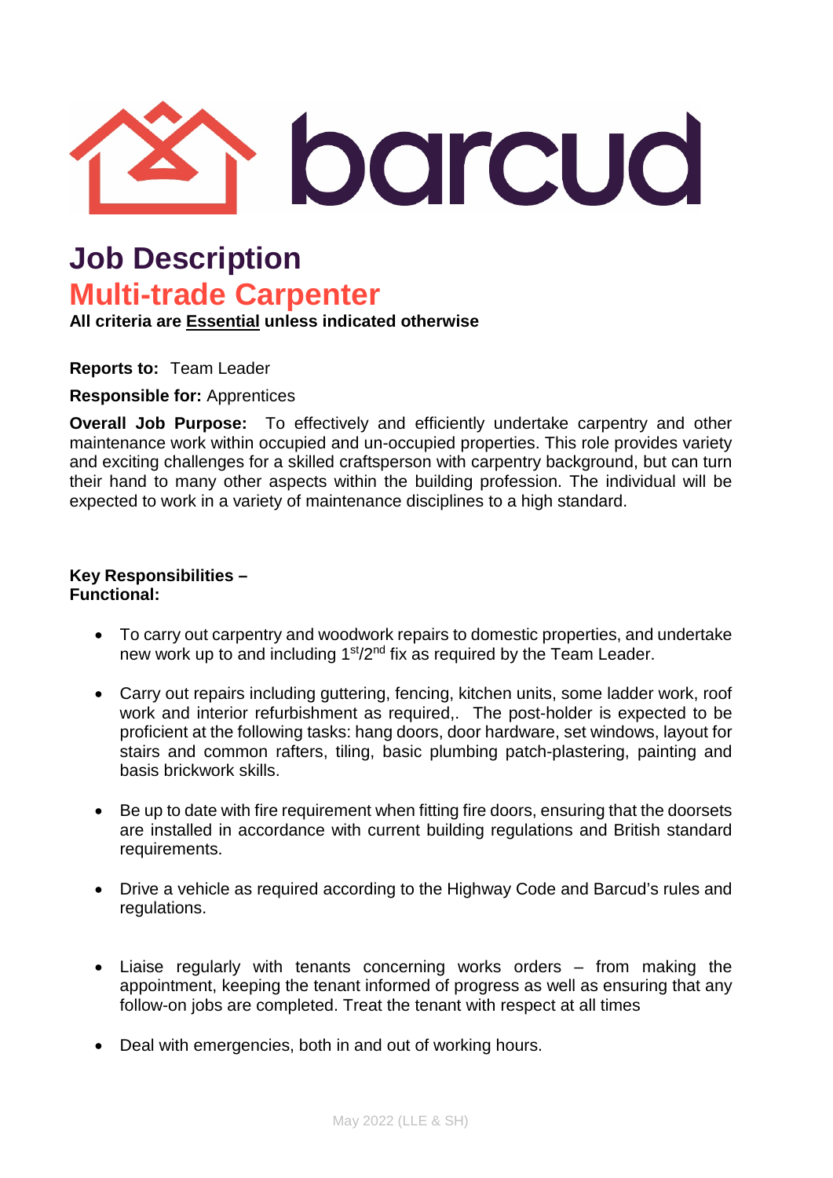# Job Description

## Multi-trade Carpenter

**All criteria are <u>Essential</u> unless indicated otherwise**

**Reports to:** Team Leader

**Responsible for:** Apprentices

**Overall Job Purpose:** To effectively and efficiently undertake carpentry and other maintenance work within occupied and un-occupied properties. This role provides variety and exciting challenges for a skilled craftsperson with carpentry background, but can turn their hand to many other aspects within the building profession. The individual will be expected to work in a variety of maintenance disciplines to a high standard.

**Key Responsibilities – Functional:**

- To carry out carpentry and woodwork repairs to domestic properties, and undertake new work up to and including 1st/2nd fix as required by the Team Leader.
- Carry out repairs including guttering, fencing, kitchen units, some ladder work, roof work and interior refurbishment as required,. The post-holder is expected to be proficient at the following tasks: hang doors, door hardware, set windows, layout for stairs and common rafters, tiling, basic plumbing patch-plastering, painting and basis brickwork skills.
- Be up to date with fire requirement when fitting fire doors, ensuring that the doorsets are installed in accordance with current building regulations and British standard requirements.
- Drive a vehicle as required according to the Highway Code and Barcud's rules and regulations.
- Liaise regularly with tenants concerning works orders – from making the appointment, keeping the tenant informed of progress as well as ensuring that any follow-on jobs are completed. Treat the tenant with respect at all times
- Deal with emergencies, both in and out of working hours.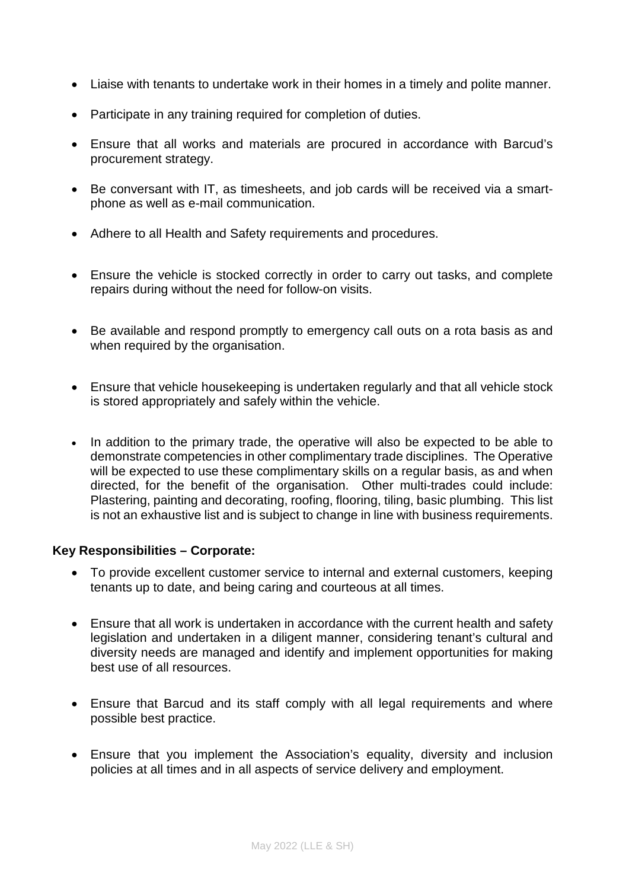- Liaise with tenants to undertake work in their homes in a timely and polite manner.
- Participate in any training required for completion of duties.
- Ensure that all works and materials are procured in accordance with Barcud's procurement strategy.
- Be conversant with IT, as timesheets, and job cards will be received via a smart-phone as well as e-mail communication.
- Adhere to all Health and Safety requirements and procedures.
- Ensure the vehicle is stocked correctly in order to carry out tasks, and complete repairs during without the need for follow-on visits.
- Be available and respond promptly to emergency call outs on a rota basis as and when required by the organisation.
- Ensure that vehicle housekeeping is undertaken regularly and that all vehicle stock is stored appropriately and safely within the vehicle.
- In addition to the primary trade, the operative will also be expected to be able to demonstrate competencies in other complimentary trade disciplines. The Operative will be expected to use these complimentary skills on a regular basis, as and when directed, for the benefit of the organisation. Other multi-trades could include: Plastering, painting and decorating, roofing, flooring, tiling, basic plumbing. This list is not an exhaustive list and is subject to change in line with business requirements.

**Key Responsibilities – Corporate:**

- To provide excellent customer service to internal and external customers, keeping tenants up to date, and being caring and courteous at all times.
- Ensure that all work is undertaken in accordance with the current health and safety legislation and undertaken in a diligent manner, considering tenant's cultural and diversity needs are managed and identify and implement opportunities for making best use of all resources.
- Ensure that Barcud and its staff comply with all legal requirements and where possible best practice.
- Ensure that you implement the Association's equality, diversity and inclusion policies at all times and in all aspects of service delivery and employment.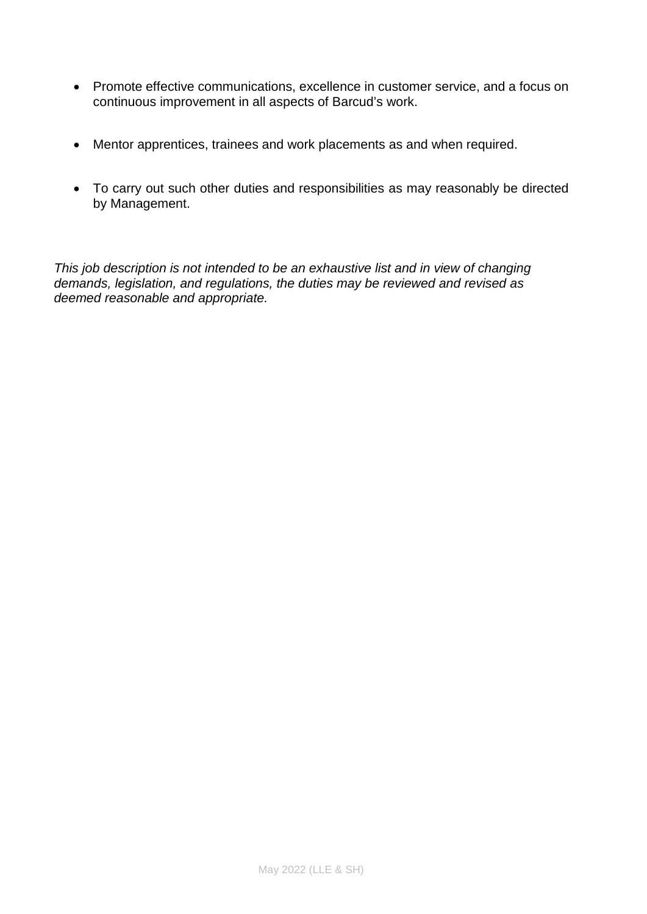- Promote effective communications, excellence in customer service, and a focus on continuous improvement in all aspects of Barcud's work.

- Mentor apprentices, trainees and work placements as and when required.

- To carry out such other duties and responsibilities as may reasonably be directed by Management.

*This job description is not intended to be an exhaustive list and in view of changing demands, legislation, and regulations, the duties may be reviewed and revised as deemed reasonable and appropriate.*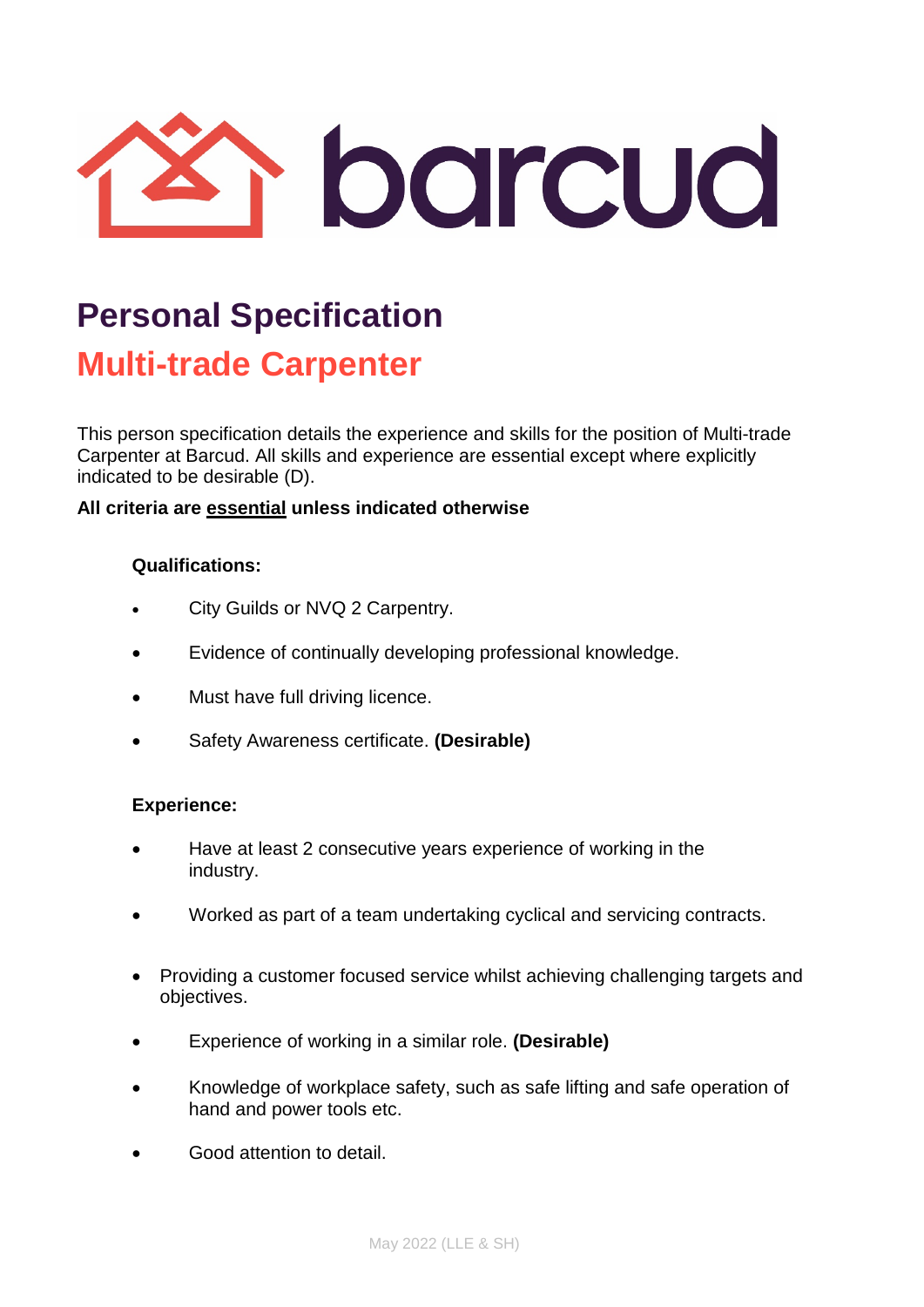barcud

# Personal Specification

## Multi-trade Carpenter

This person specification details the experience and skills for the position of Multi-trade Carpenter at Barcud. All skills and experience are essential except where explicitly indicated to be desirable (D).

**All criteria are <u>essential</u> unless indicated otherwise**

### Qualifications:

- City Guilds or NVQ 2 Carpentry.
- Evidence of continually developing professional knowledge.
- Must have full driving licence.
- Safety Awareness certificate. **(Desirable)**

### Experience:

- Have at least 2 consecutive years experience of working in the industry.
- Worked as part of a team undertaking cyclical and servicing contracts.
- Providing a customer focused service whilst achieving challenging targets and objectives.
- Experience of working in a similar role. **(Desirable)**
- Knowledge of workplace safety, such as safe lifting and safe operation of hand and power tools etc.
- Good attention to detail.

May 2022 (LLE & SH)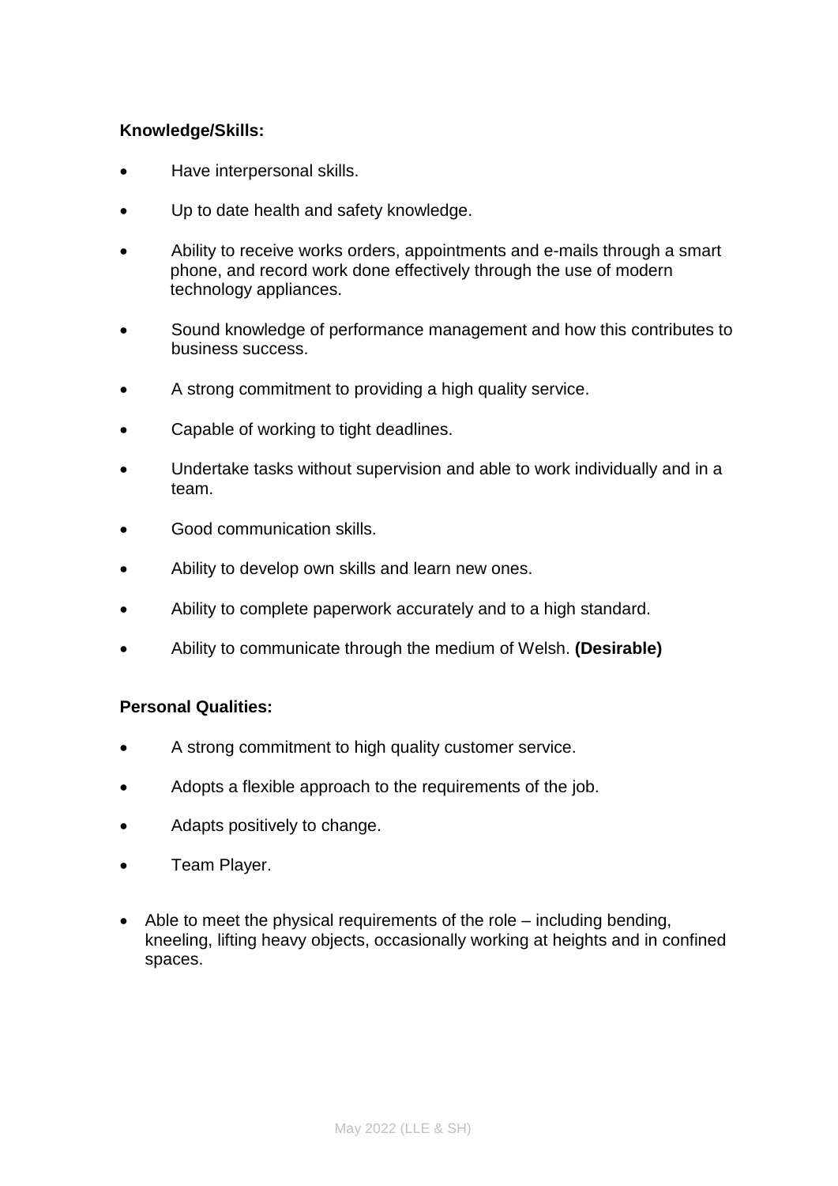**Knowledge/Skills:**

- Have interpersonal skills.
- Up to date health and safety knowledge.
- Ability to receive works orders, appointments and e-mails through a smart phone, and record work done effectively through the use of modern technology appliances.
- Sound knowledge of performance management and how this contributes to business success.
- A strong commitment to providing a high quality service.
- Capable of working to tight deadlines.
- Undertake tasks without supervision and able to work individually and in a team.
- Good communication skills.
- Ability to develop own skills and learn new ones.
- Ability to complete paperwork accurately and to a high standard.
- Ability to communicate through the medium of Welsh. **(Desirable)**

**Personal Qualities:**

- A strong commitment to high quality customer service.
- Adopts a flexible approach to the requirements of the job.
- Adapts positively to change.
- Team Player.
- Able to meet the physical requirements of the role – including bending, kneeling, lifting heavy objects, occasionally working at heights and in confined spaces.

May 2022 (LLE & SH)